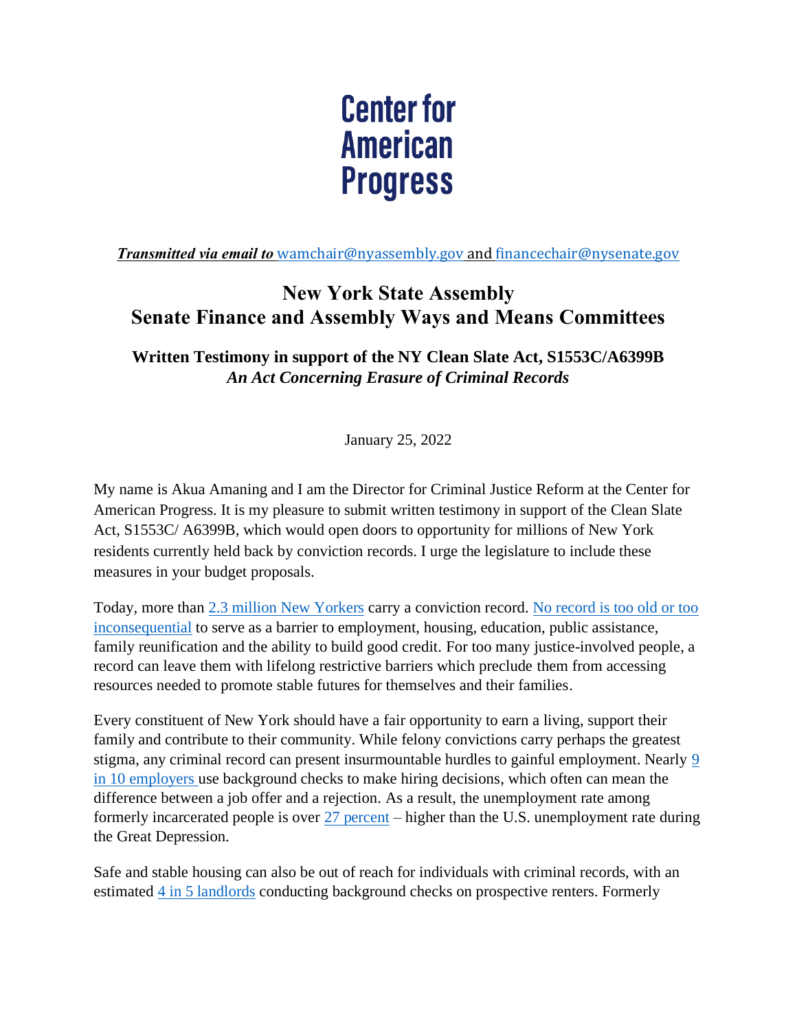# Center for American Progress

***Transmitted via email to*** wamchair@nyassembly.gov and financechair@nysenate.gov

## New York State Assembly
## Senate Finance and Assembly Ways and Means Committees

### Written Testimony in support of the NY Clean Slate Act, S1553C/A6399B
### *An Act Concerning Erasure of Criminal Records*

January 25, 2022

My name is Akua Amaning and I am the Director for Criminal Justice Reform at the Center for American Progress. It is my pleasure to submit written testimony in support of the Clean Slate Act, S1553C/ A6399B, which would open doors to opportunity for millions of New York residents currently held back by conviction records. I urge the legislature to include these measures in your budget proposals.

Today, more than 2.3 million New Yorkers carry a conviction record. No record is too old or too inconsequential to serve as a barrier to employment, housing, education, public assistance, family reunification and the ability to build good credit. For too many justice-involved people, a record can leave them with lifelong restrictive barriers which preclude them from accessing resources needed to promote stable futures for themselves and their families.

Every constituent of New York should have a fair opportunity to earn a living, support their family and contribute to their community. While felony convictions carry perhaps the greatest stigma, any criminal record can present insurmountable hurdles to gainful employment. Nearly 9 in 10 employers use background checks to make hiring decisions, which often can mean the difference between a job offer and a rejection. As a result, the unemployment rate among formerly incarcerated people is over 27 percent – higher than the U.S. unemployment rate during the Great Depression.

Safe and stable housing can also be out of reach for individuals with criminal records, with an estimated 4 in 5 landlords conducting background checks on prospective renters. Formerly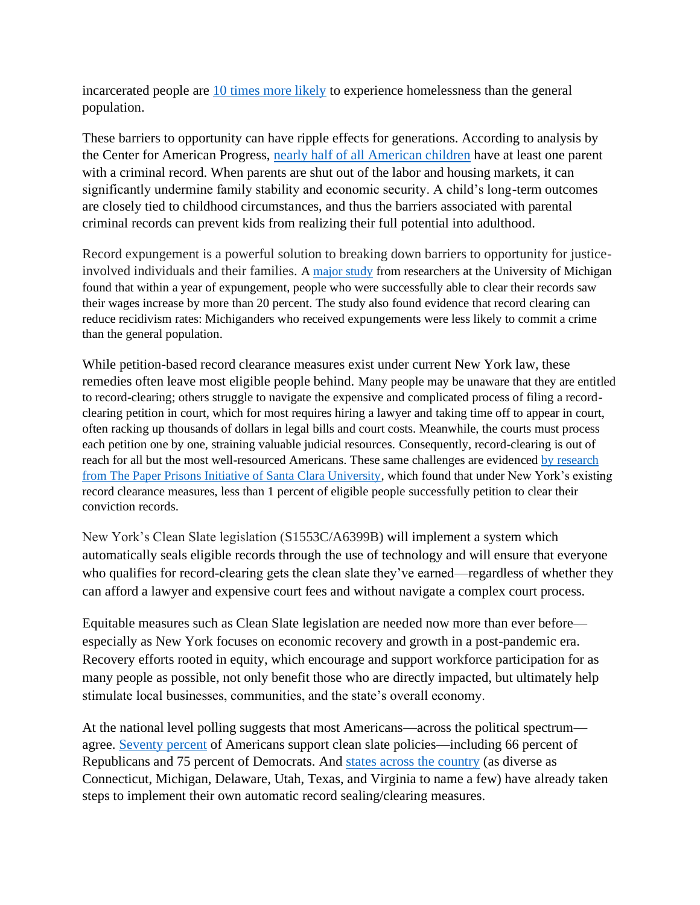incarcerated people are [10 times more likely](#) to experience homelessness than the general population.

These barriers to opportunity can have ripple effects for generations. According to analysis by the Center for American Progress, [nearly half of all American children](#) have at least one parent with a criminal record. When parents are shut out of the labor and housing markets, it can significantly undermine family stability and economic security. A child's long-term outcomes are closely tied to childhood circumstances, and thus the barriers associated with parental criminal records can prevent kids from realizing their full potential into adulthood.

Record expungement is a powerful solution to breaking down barriers to opportunity for justice-involved individuals and their families. A [major study](#) from researchers at the University of Michigan found that within a year of expungement, people who were successfully able to clear their records saw their wages increase by more than 20 percent. The study also found evidence that record clearing can reduce recidivism rates: Michiganders who received expungements were less likely to commit a crime than the general population.

While petition-based record clearance measures exist under current New York law, these remedies often leave most eligible people behind. Many people may be unaware that they are entitled to record-clearing; others struggle to navigate the expensive and complicated process of filing a record-clearing petition in court, which for most requires hiring a lawyer and taking time off to appear in court, often racking up thousands of dollars in legal bills and court costs. Meanwhile, the courts must process each petition one by one, straining valuable judicial resources. Consequently, record-clearing is out of reach for all but the most well-resourced Americans. These same challenges are evidenced [by research from The Paper Prisons Initiative of Santa Clara University](#), which found that under New York's existing record clearance measures, less than 1 percent of eligible people successfully petition to clear their conviction records.

New York's Clean Slate legislation (S1553C/A6399B) will implement a system which automatically seals eligible records through the use of technology and will ensure that everyone who qualifies for record-clearing gets the clean slate they've earned—regardless of whether they can afford a lawyer and expensive court fees and without navigate a complex court process.

Equitable measures such as Clean Slate legislation are needed now more than ever before—especially as New York focuses on economic recovery and growth in a post-pandemic era. Recovery efforts rooted in equity, which encourage and support workforce participation for as many people as possible, not only benefit those who are directly impacted, but ultimately help stimulate local businesses, communities, and the state's overall economy.

At the national level polling suggests that most Americans—across the political spectrum—agree. [Seventy percent](#) of Americans support clean slate policies—including 66 percent of Republicans and 75 percent of Democrats. And [states across the country](#) (as diverse as Connecticut, Michigan, Delaware, Utah, Texas, and Virginia to name a few) have already taken steps to implement their own automatic record sealing/clearing measures.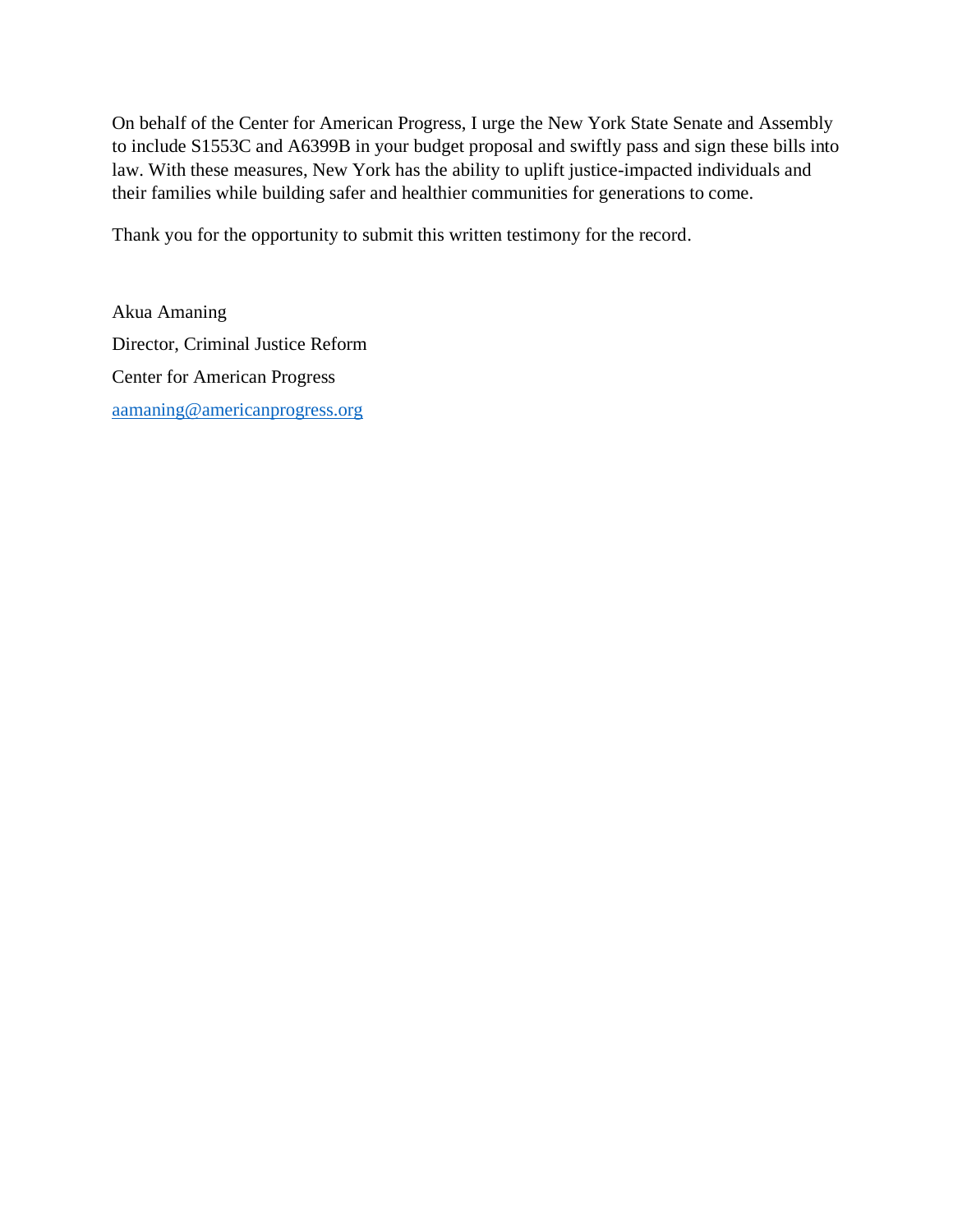On behalf of the Center for American Progress, I urge the New York State Senate and Assembly to include S1553C and A6399B in your budget proposal and swiftly pass and sign these bills into law. With these measures, New York has the ability to uplift justice-impacted individuals and their families while building safer and healthier communities for generations to come.

Thank you for the opportunity to submit this written testimony for the record.

Akua Amaning

Director, Criminal Justice Reform

Center for American Progress

aamaning@americanprogress.org